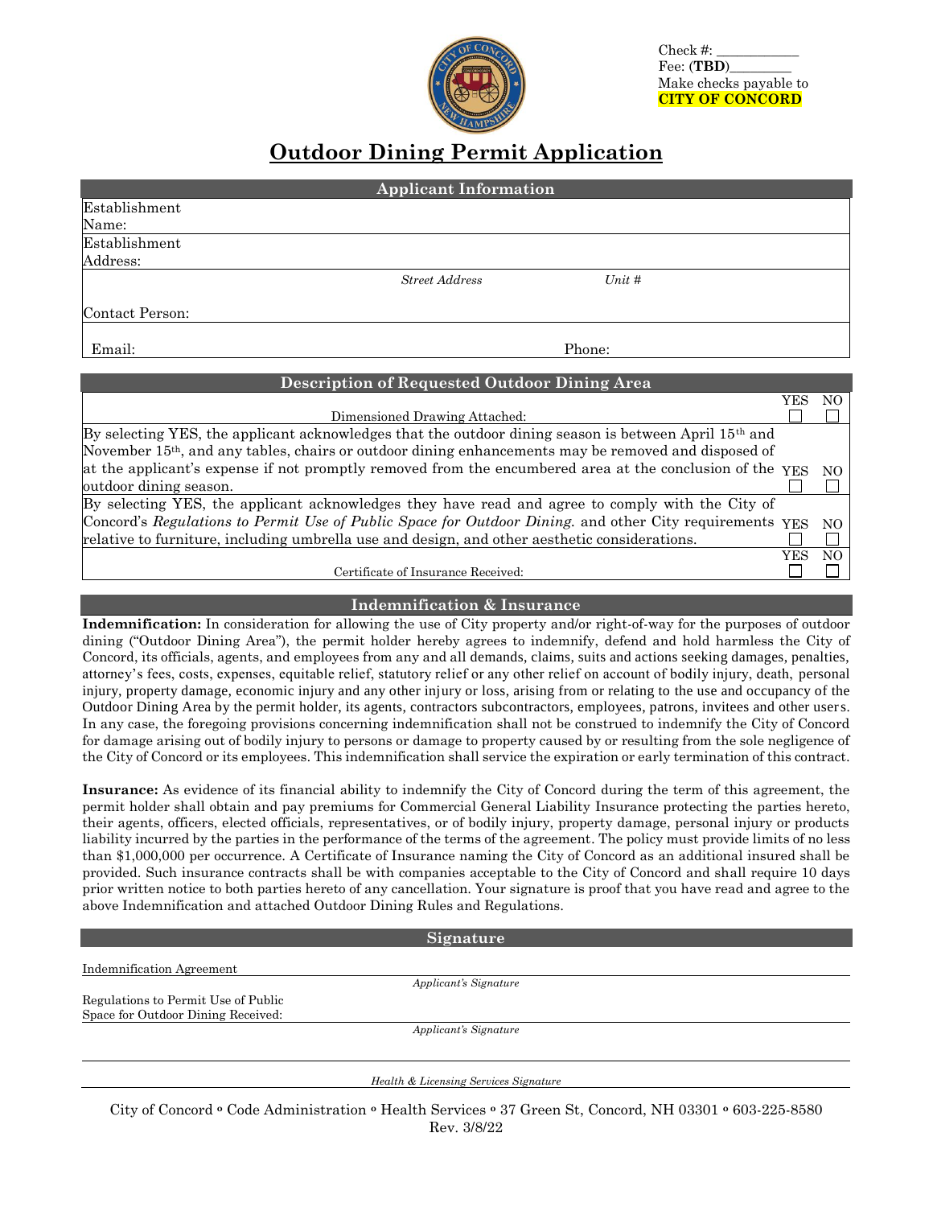Check #: ____________
Fee: (**TBD**)_________
Make checks payable to
**CITY OF CONCORD**

# Outdoor Dining Permit Application

## Applicant Information

| | | |
|---|---|---|
| Establishment Name: | | |
| Establishment Address: | | |
| | *Street Address* | *Unit #* |
| Contact Person: | | |
| Email: | | Phone: |

## Description of Requested Outdoor Dining Area

| | YES | NO |
|---|---|---|
| Dimensioned Drawing Attached: | ☐ | ☐ |
| By selecting YES, the applicant acknowledges that the outdoor dining season is between April 15th and November 15th, and any tables, chairs or outdoor dining enhancements may be removed and disposed of at the applicant's expense if not promptly removed from the encumbered area at the conclusion of the outdoor dining season. | ☐ | ☐ |
| By selecting YES, the applicant acknowledges they have read and agree to comply with the City of Concord's *Regulations to Permit Use of Public Space for Outdoor Dining.* and other City requirements relative to furniture, including umbrella use and design, and other aesthetic considerations. | ☐ | ☐ |
| Certificate of Insurance Received: | ☐ | ☐ |

## Indemnification & Insurance

**Indemnification:** In consideration for allowing the use of City property and/or right-of-way for the purposes of outdoor dining ("Outdoor Dining Area"), the permit holder hereby agrees to indemnify, defend and hold harmless the City of Concord, its officials, agents, and employees from any and all demands, claims, suits and actions seeking damages, penalties, attorney's fees, costs, expenses, equitable relief, statutory relief or any other relief on account of bodily injury, death, personal injury, property damage, economic injury and any other injury or loss, arising from or relating to the use and occupancy of the Outdoor Dining Area by the permit holder, its agents, contractors subcontractors, employees, patrons, invitees and other users. In any case, the foregoing provisions concerning indemnification shall not be construed to indemnify the City of Concord for damage arising out of bodily injury to persons or damage to property caused by or resulting from the sole negligence of the City of Concord or its employees. This indemnification shall service the expiration or early termination of this contract.

**Insurance:** As evidence of its financial ability to indemnify the City of Concord during the term of this agreement, the permit holder shall obtain and pay premiums for Commercial General Liability Insurance protecting the parties hereto, their agents, officers, elected officials, representatives, or of bodily injury, property damage, personal injury or products liability incurred by the parties in the performance of the terms of the agreement. The policy must provide limits of no less than $1,000,000 per occurrence. A Certificate of Insurance naming the City of Concord as an additional insured shall be provided. Such insurance contracts shall be with companies acceptable to the City of Concord and shall require 10 days prior written notice to both parties hereto of any cancellation. Your signature is proof that you have read and agree to the above Indemnification and attached Outdoor Dining Rules and Regulations.

## Signature

Indemnification Agreement ______________________________
*Applicant's Signature*

Regulations to Permit Use of Public Space for Outdoor Dining Received: ______________________________
*Applicant's Signature*

______________________________
*Health & Licensing Services Signature*

City of Concord ∘ Code Administration ∘ Health Services ∘ 37 Green St, Concord, NH 03301 ∘ 603-225-8580
Rev. 3/8/22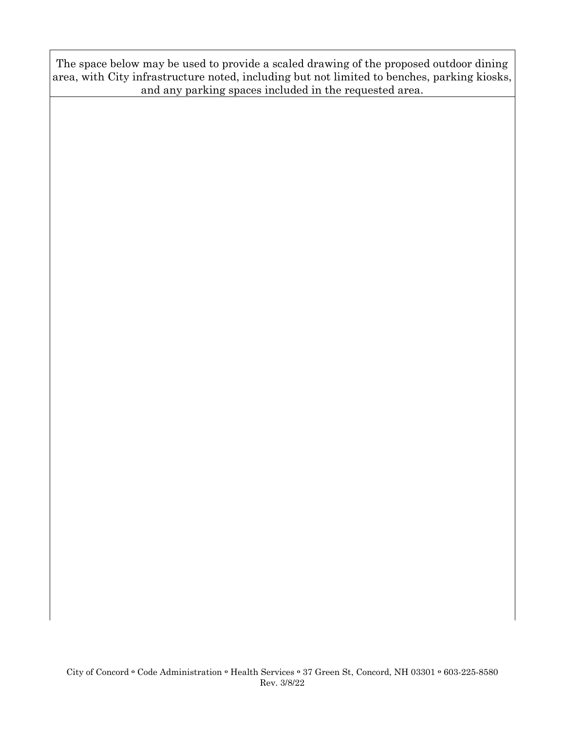The space below may be used to provide a scaled drawing of the proposed outdoor dining area, with City infrastructure noted, including but not limited to benches, parking kiosks, and any parking spaces included in the requested area.